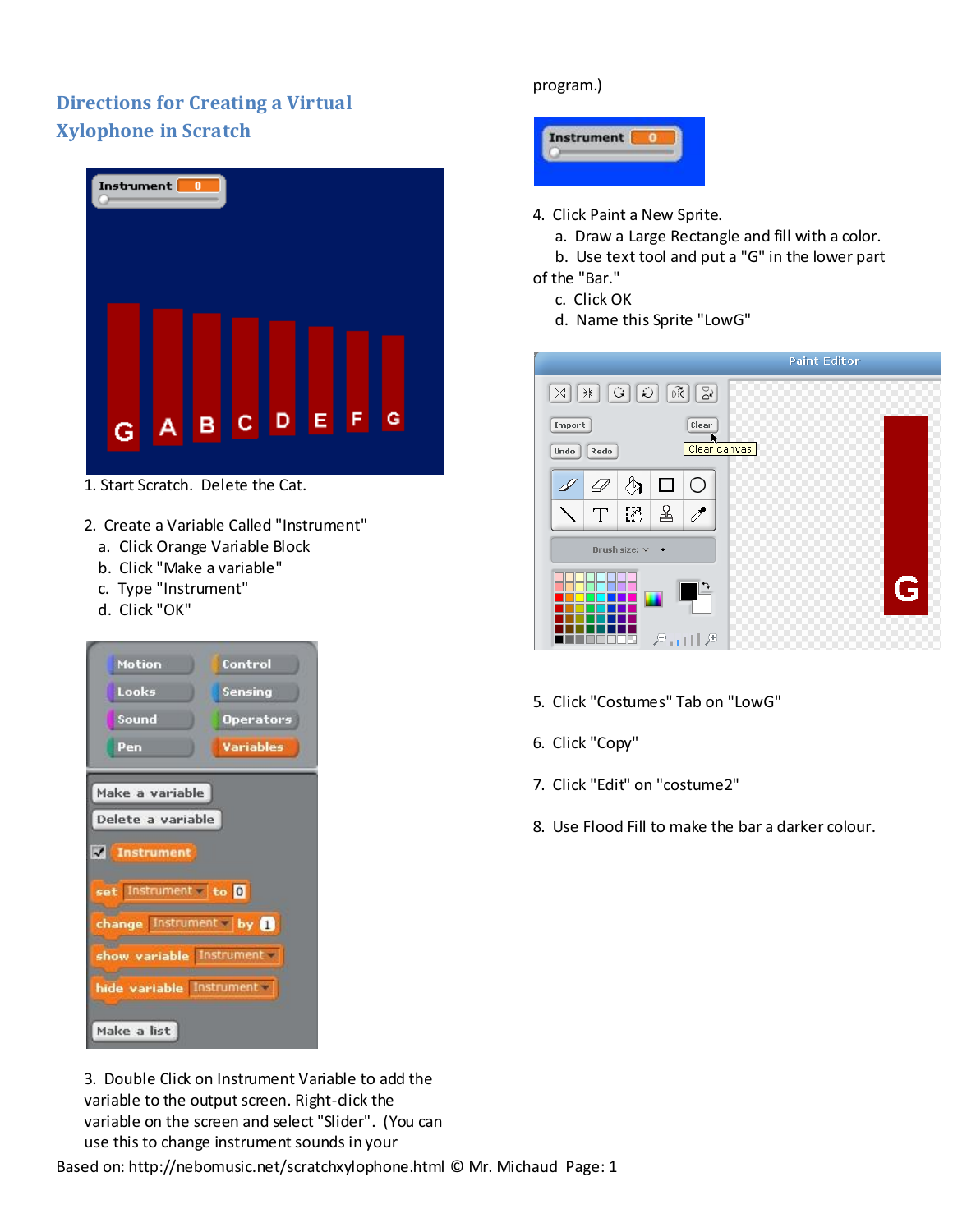## Directions for Creating a Virtual Xylophone in Scratch

1. Start Scratch. Delete the Cat.

2. Create a Variable Called "Instrument"
   a. Click Orange Variable Block
   b. Click "Make a variable"
   c. Type "Instrument"
   d. Click "OK"

3. Double Click on Instrument Variable to add the variable to the output screen. Right-click the variable on the screen and select "Slider". (You can use this to change instrument sounds in your program.)

4. Click Paint a New Sprite.
   a. Draw a Large Rectangle and fill with a color.
   b. Use text tool and put a "G" in the lower part of the "Bar."
   c. Click OK
   d. Name this Sprite "LowG"

5. Click "Costumes" Tab on "LowG"

6. Click "Copy"

7. Click "Edit" on "costume2"

8. Use Flood Fill to make the bar a darker colour.

Based on: http://nebomusic.net/scratchxylophone.html © Mr. Michaud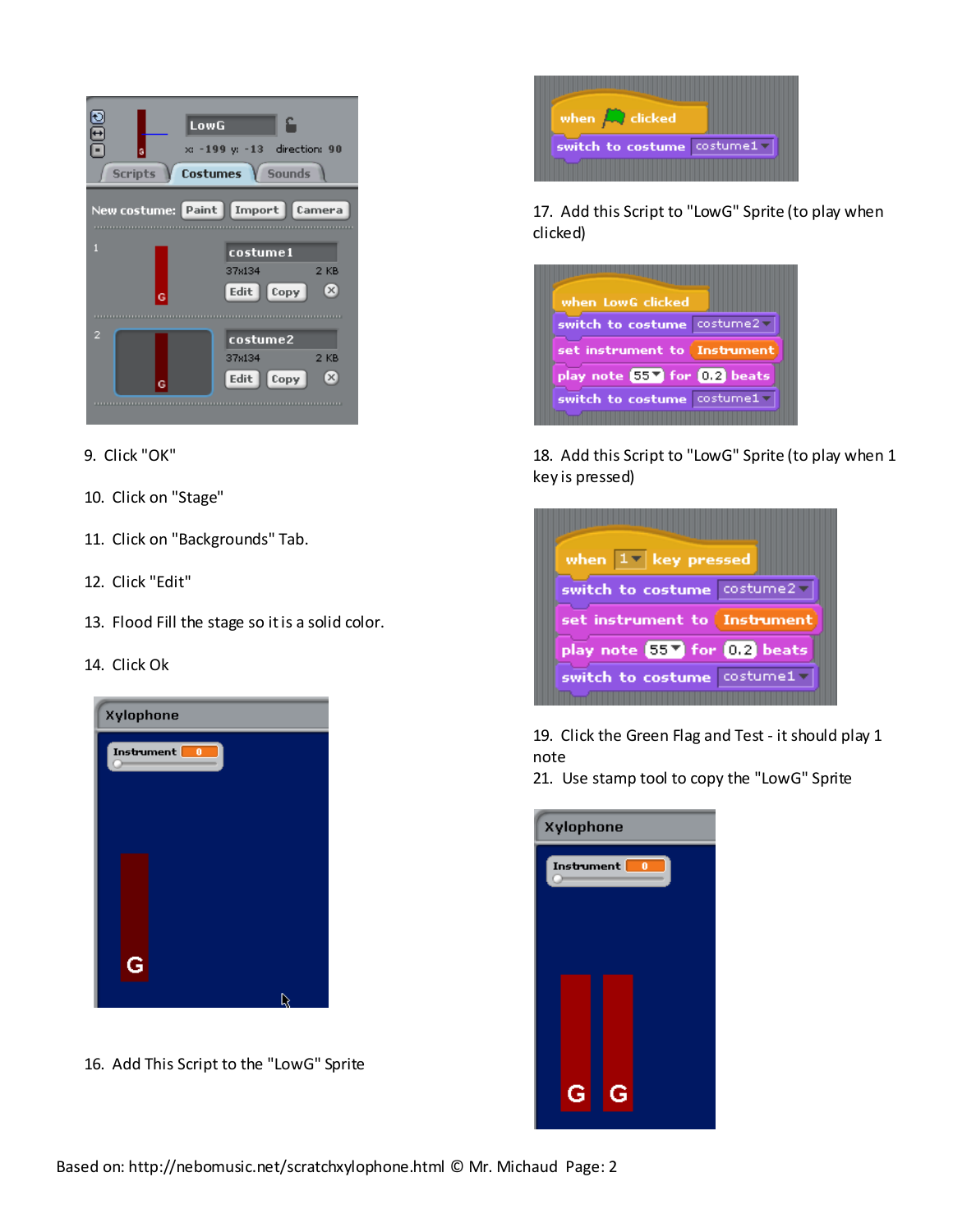9. Click "OK"

10. Click on "Stage"

11. Click on "Backgrounds" Tab.

12. Click "Edit"

13. Flood Fill the stage so it is a solid color.

14. Click Ok

16. Add This Script to the "LowG" Sprite

```
when [green flag] clicked
switch to costume [costume1]
```

17. Add this Script to "LowG" Sprite (to play when clicked)

```
when LowG clicked
switch to costume [costume2]
set instrument to (Instrument)
play note (55) for (0.2) beats
switch to costume [costume1]
```

18. Add this Script to "LowG" Sprite (to play when 1 key is pressed)

```
when [1] key pressed
switch to costume [costume2]
set instrument to (Instrument)
play note (55) for (0.2) beats
switch to costume [costume1]
```

19. Click the Green Flag and Test - it should play 1 note

21. Use stamp tool to copy the "LowG" Sprite

Based on: http://nebomusic.net/scratchxylophone.html © Mr. Michaud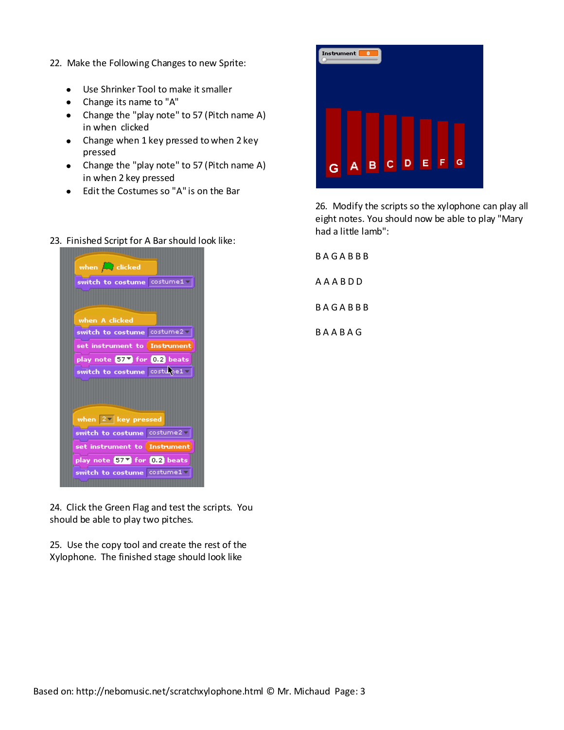22. Make the Following Changes to new Sprite:

- Use Shrinker Tool to make it smaller
- Change its name to "A"
- Change the "play note" to 57 (Pitch name A) in when clicked
- Change when 1 key pressed to when 2 key pressed
- Change the "play note" to 57 (Pitch name A) in when 2 key pressed
- Edit the Costumes so "A" is on the Bar

23. Finished Script for A Bar should look like:

```
when [green flag] clicked
switch to costume [costume1]

when A clicked
switch to costume [costume2]
set instrument to (Instrument)
play note (57) for (0.2) beats
switch to costume [costume1]

when [2] key pressed
switch to costume [costume2]
set instrument to (Instrument)
play note (57) for (0.2) beats
switch to costume [costume1]
```

24. Click the Green Flag and test the scripts. You should be able to play two pitches.

25. Use the copy tool and create the rest of the Xylophone. The finished stage should look like

Instrument 0

G A B C D E F G

26. Modify the scripts so the xylophone can play all eight notes. You should now be able to play "Mary had a little lamb":

B A G A B B B

A A A B D D

B A G A B B B

B A A B A G

Based on: http://nebomusic.net/scratchxylophone.html © Mr. Michaud